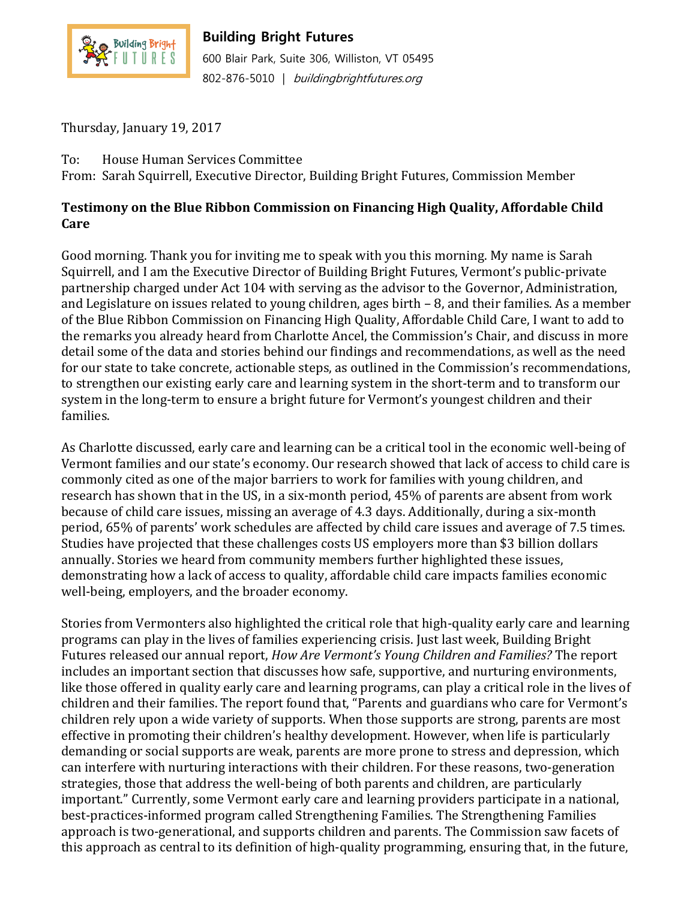**Building Bright Futures**
600 Blair Park, Suite 306, Williston, VT 05495
802-876-5010 | *buildingbrightfutures.org*

Thursday, January 19, 2017

To: House Human Services Committee
From: Sarah Squirrell, Executive Director, Building Bright Futures, Commission Member

**Testimony on the Blue Ribbon Commission on Financing High Quality, Affordable Child Care**

Good morning. Thank you for inviting me to speak with you this morning. My name is Sarah Squirrell, and I am the Executive Director of Building Bright Futures, Vermont's public-private partnership charged under Act 104 with serving as the advisor to the Governor, Administration, and Legislature on issues related to young children, ages birth – 8, and their families. As a member of the Blue Ribbon Commission on Financing High Quality, Affordable Child Care, I want to add to the remarks you already heard from Charlotte Ancel, the Commission's Chair, and discuss in more detail some of the data and stories behind our findings and recommendations, as well as the need for our state to take concrete, actionable steps, as outlined in the Commission's recommendations, to strengthen our existing early care and learning system in the short-term and to transform our system in the long-term to ensure a bright future for Vermont's youngest children and their families.

As Charlotte discussed, early care and learning can be a critical tool in the economic well-being of Vermont families and our state's economy. Our research showed that lack of access to child care is commonly cited as one of the major barriers to work for families with young children, and research has shown that in the US, in a six-month period, 45% of parents are absent from work because of child care issues, missing an average of 4.3 days. Additionally, during a six-month period, 65% of parents' work schedules are affected by child care issues and average of 7.5 times. Studies have projected that these challenges costs US employers more than $3 billion dollars annually. Stories we heard from community members further highlighted these issues, demonstrating how a lack of access to quality, affordable child care impacts families economic well-being, employers, and the broader economy.

Stories from Vermonters also highlighted the critical role that high-quality early care and learning programs can play in the lives of families experiencing crisis. Just last week, Building Bright Futures released our annual report, *How Are Vermont's Young Children and Families?* The report includes an important section that discusses how safe, supportive, and nurturing environments, like those offered in quality early care and learning programs, can play a critical role in the lives of children and their families. The report found that, "Parents and guardians who care for Vermont's children rely upon a wide variety of supports. When those supports are strong, parents are most effective in promoting their children's healthy development. However, when life is particularly demanding or social supports are weak, parents are more prone to stress and depression, which can interfere with nurturing interactions with their children. For these reasons, two-generation strategies, those that address the well-being of both parents and children, are particularly important." Currently, some Vermont early care and learning providers participate in a national, best-practices-informed program called Strengthening Families. The Strengthening Families approach is two-generational, and supports children and parents. The Commission saw facets of this approach as central to its definition of high-quality programming, ensuring that, in the future,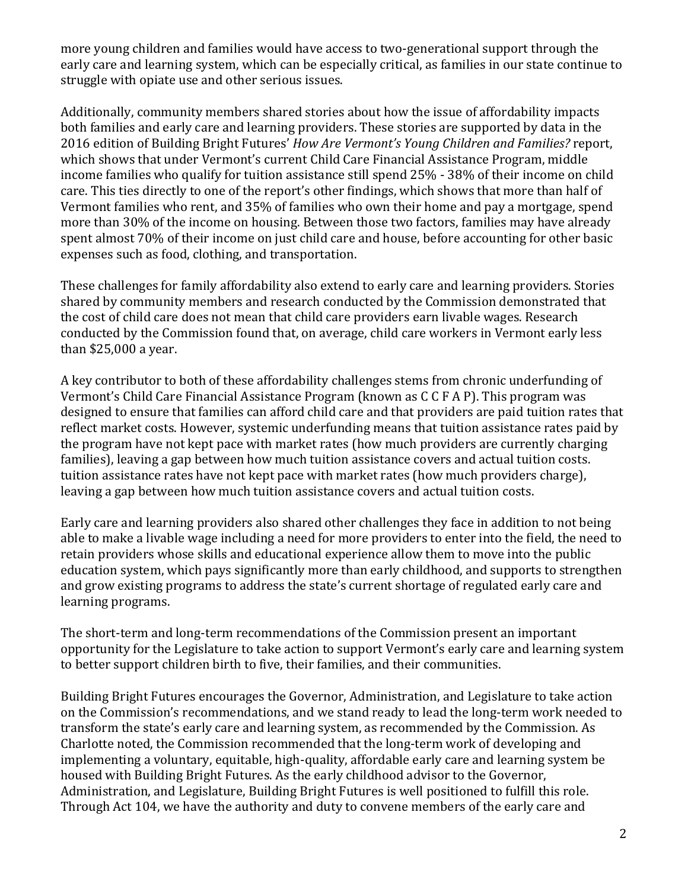more young children and families would have access to two-generational support through the early care and learning system, which can be especially critical, as families in our state continue to struggle with opiate use and other serious issues.

Additionally, community members shared stories about how the issue of affordability impacts both families and early care and learning providers. These stories are supported by data in the 2016 edition of Building Bright Futures' *How Are Vermont's Young Children and Families?* report, which shows that under Vermont's current Child Care Financial Assistance Program, middle income families who qualify for tuition assistance still spend 25% - 38% of their income on child care. This ties directly to one of the report's other findings, which shows that more than half of Vermont families who rent, and 35% of families who own their home and pay a mortgage, spend more than 30% of the income on housing. Between those two factors, families may have already spent almost 70% of their income on just child care and house, before accounting for other basic expenses such as food, clothing, and transportation.

These challenges for family affordability also extend to early care and learning providers. Stories shared by community members and research conducted by the Commission demonstrated that the cost of child care does not mean that child care providers earn livable wages. Research conducted by the Commission found that, on average, child care workers in Vermont early less than $25,000 a year.

A key contributor to both of these affordability challenges stems from chronic underfunding of Vermont's Child Care Financial Assistance Program (known as C C F A P). This program was designed to ensure that families can afford child care and that providers are paid tuition rates that reflect market costs. However, systemic underfunding means that tuition assistance rates paid by the program have not kept pace with market rates (how much providers are currently charging families), leaving a gap between how much tuition assistance covers and actual tuition costs. tuition assistance rates have not kept pace with market rates (how much providers charge), leaving a gap between how much tuition assistance covers and actual tuition costs.

Early care and learning providers also shared other challenges they face in addition to not being able to make a livable wage including a need for more providers to enter into the field, the need to retain providers whose skills and educational experience allow them to move into the public education system, which pays significantly more than early childhood, and supports to strengthen and grow existing programs to address the state's current shortage of regulated early care and learning programs.

The short-term and long-term recommendations of the Commission present an important opportunity for the Legislature to take action to support Vermont's early care and learning system to better support children birth to five, their families, and their communities.

Building Bright Futures encourages the Governor, Administration, and Legislature to take action on the Commission's recommendations, and we stand ready to lead the long-term work needed to transform the state's early care and learning system, as recommended by the Commission. As Charlotte noted, the Commission recommended that the long-term work of developing and implementing a voluntary, equitable, high-quality, affordable early care and learning system be housed with Building Bright Futures. As the early childhood advisor to the Governor, Administration, and Legislature, Building Bright Futures is well positioned to fulfill this role. Through Act 104, we have the authority and duty to convene members of the early care and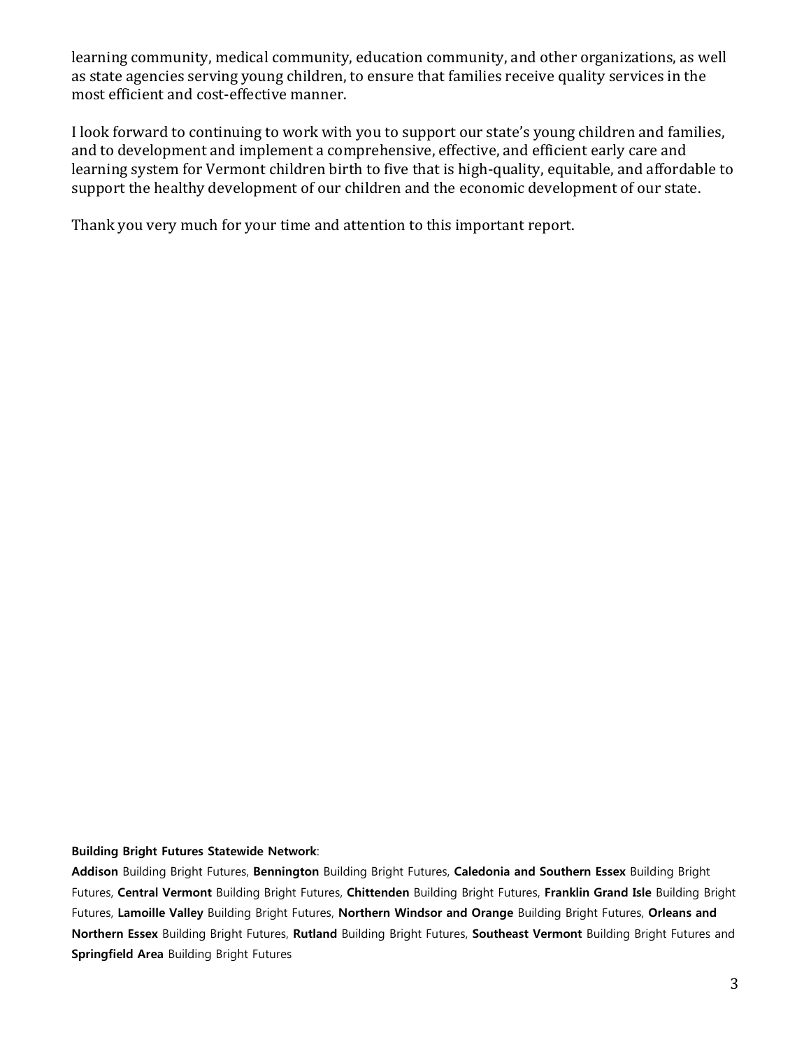learning community, medical community, education community, and other organizations, as well as state agencies serving young children, to ensure that families receive quality services in the most efficient and cost-effective manner.

I look forward to continuing to work with you to support our state's young children and families, and to development and implement a comprehensive, effective, and efficient early care and learning system for Vermont children birth to five that is high-quality, equitable, and affordable to support the healthy development of our children and the economic development of our state.

Thank you very much for your time and attention to this important report.

**Building Bright Futures Statewide Network**:

**Addison** Building Bright Futures, **Bennington** Building Bright Futures, **Caledonia and Southern Essex** Building Bright Futures, **Central Vermont** Building Bright Futures, **Chittenden** Building Bright Futures, **Franklin Grand Isle** Building Bright Futures, **Lamoille Valley** Building Bright Futures, **Northern Windsor and Orange** Building Bright Futures, **Orleans and Northern Essex** Building Bright Futures, **Rutland** Building Bright Futures, **Southeast Vermont** Building Bright Futures and **Springfield Area** Building Bright Futures